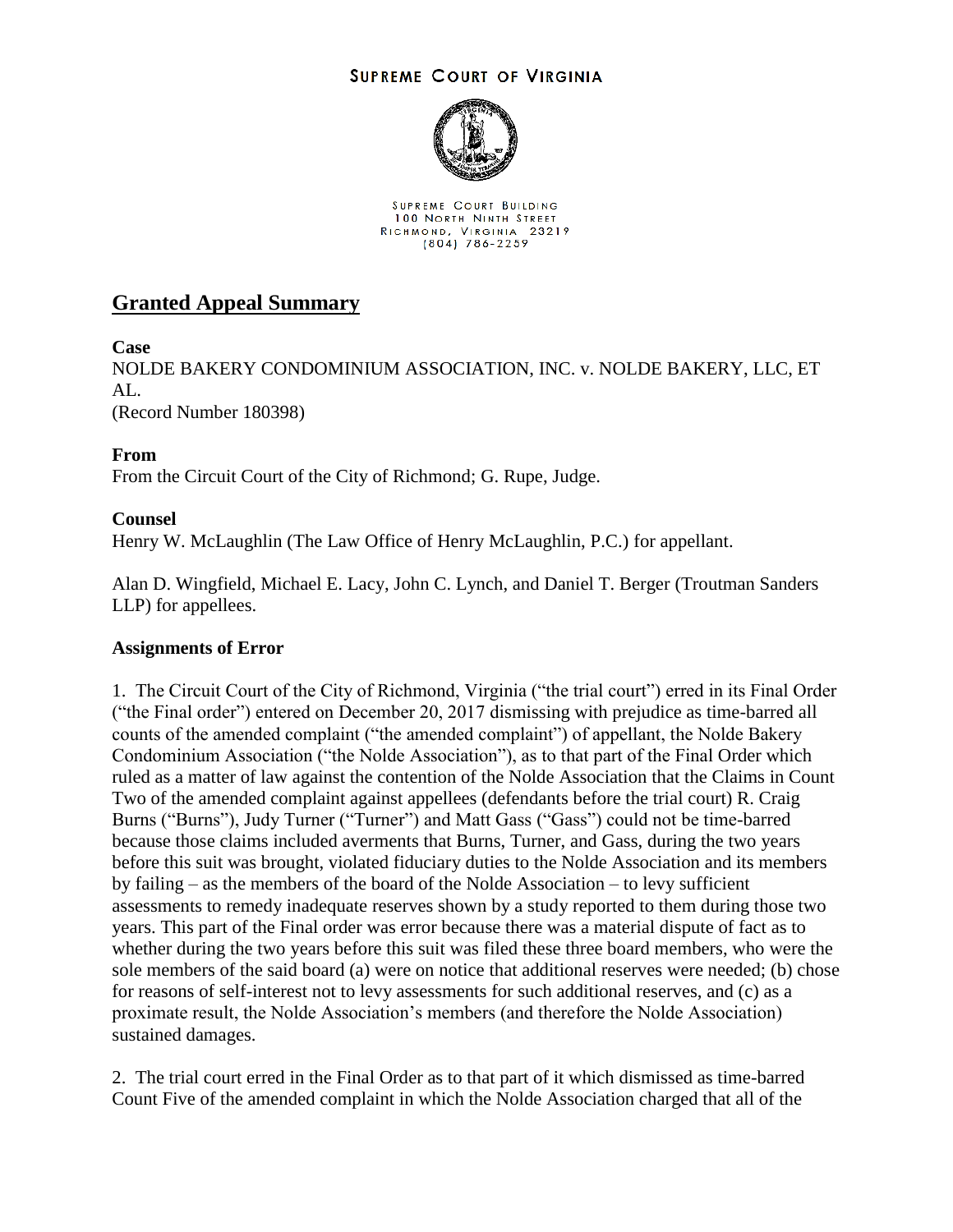**SUPREME COURT OF VIRGINIA**

SUPREME COURT BUILDING
100 NORTH NINTH STREET
RICHMOND, VIRGINIA 23219
(804) 786-2259

## Granted Appeal Summary

**Case**

NOLDE BAKERY CONDOMINIUM ASSOCIATION, INC. v. NOLDE BAKERY, LLC, ET AL.
(Record Number 180398)

**From**

From the Circuit Court of the City of Richmond; G. Rupe, Judge.

**Counsel**

Henry W. McLaughlin (The Law Office of Henry McLaughlin, P.C.) for appellant.

Alan D. Wingfield, Michael E. Lacy, John C. Lynch, and Daniel T. Berger (Troutman Sanders LLP) for appellees.

**Assignments of Error**

1. The Circuit Court of the City of Richmond, Virginia ("the trial court") erred in its Final Order ("the Final order") entered on December 20, 2017 dismissing with prejudice as time-barred all counts of the amended complaint ("the amended complaint") of appellant, the Nolde Bakery Condominium Association ("the Nolde Association"), as to that part of the Final Order which ruled as a matter of law against the contention of the Nolde Association that the Claims in Count Two of the amended complaint against appellees (defendants before the trial court) R. Craig Burns ("Burns"), Judy Turner ("Turner") and Matt Gass ("Gass") could not be time-barred because those claims included averments that Burns, Turner, and Gass, during the two years before this suit was brought, violated fiduciary duties to the Nolde Association and its members by failing – as the members of the board of the Nolde Association – to levy sufficient assessments to remedy inadequate reserves shown by a study reported to them during those two years. This part of the Final order was error because there was a material dispute of fact as to whether during the two years before this suit was filed these three board members, who were the sole members of the said board (a) were on notice that additional reserves were needed; (b) chose for reasons of self-interest not to levy assessments for such additional reserves, and (c) as a proximate result, the Nolde Association's members (and therefore the Nolde Association) sustained damages.

2. The trial court erred in the Final Order as to that part of it which dismissed as time-barred Count Five of the amended complaint in which the Nolde Association charged that all of the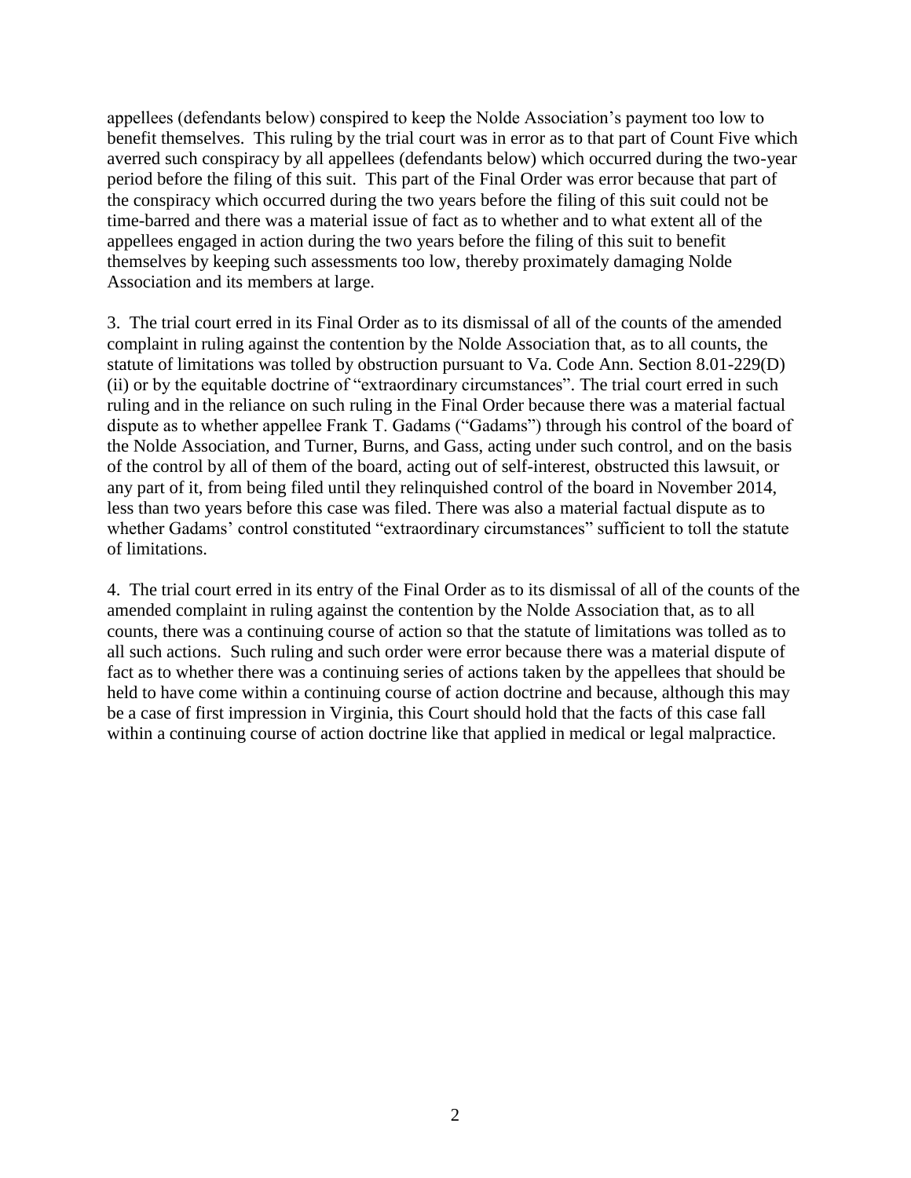appellees (defendants below) conspired to keep the Nolde Association's payment too low to benefit themselves. This ruling by the trial court was in error as to that part of Count Five which averred such conspiracy by all appellees (defendants below) which occurred during the two-year period before the filing of this suit. This part of the Final Order was error because that part of the conspiracy which occurred during the two years before the filing of this suit could not be time-barred and there was a material issue of fact as to whether and to what extent all of the appellees engaged in action during the two years before the filing of this suit to benefit themselves by keeping such assessments too low, thereby proximately damaging Nolde Association and its members at large.

3. The trial court erred in its Final Order as to its dismissal of all of the counts of the amended complaint in ruling against the contention by the Nolde Association that, as to all counts, the statute of limitations was tolled by obstruction pursuant to Va. Code Ann. Section 8.01-229(D)(ii) or by the equitable doctrine of "extraordinary circumstances". The trial court erred in such ruling and in the reliance on such ruling in the Final Order because there was a material factual dispute as to whether appellee Frank T. Gadams ("Gadams") through his control of the board of the Nolde Association, and Turner, Burns, and Gass, acting under such control, and on the basis of the control by all of them of the board, acting out of self-interest, obstructed this lawsuit, or any part of it, from being filed until they relinquished control of the board in November 2014, less than two years before this case was filed. There was also a material factual dispute as to whether Gadams' control constituted "extraordinary circumstances" sufficient to toll the statute of limitations.

4. The trial court erred in its entry of the Final Order as to its dismissal of all of the counts of the amended complaint in ruling against the contention by the Nolde Association that, as to all counts, there was a continuing course of action so that the statute of limitations was tolled as to all such actions. Such ruling and such order were error because there was a material dispute of fact as to whether there was a continuing series of actions taken by the appellees that should be held to have come within a continuing course of action doctrine and because, although this may be a case of first impression in Virginia, this Court should hold that the facts of this case fall within a continuing course of action doctrine like that applied in medical or legal malpractice.